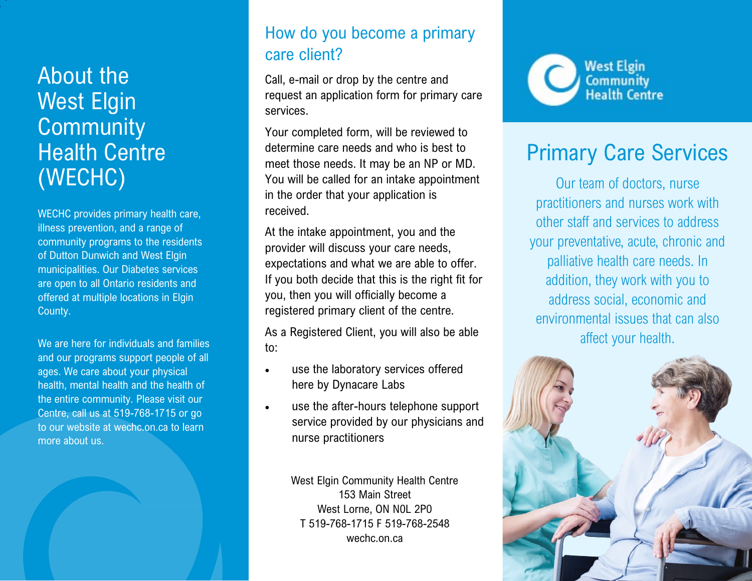# About the West Elgin Community Health Centre (WECHC)

WECHC provides primary health care, illness prevention, and a range of community programs to the residents of Dutton Dunwich and West Elgin municipalities. Our Diabetes services are open to all Ontario residents and offered at multiple locations in Elgin County.

We are here for individuals and families and our programs support people of all ages. We care about your physical health, mental health and the health of the entire community. Please visit our Centre, call us at 519-768-1715 or go to our website at wechc.on.ca to learn more about us.

## How do you become a primary care client?

Call, e-mail or drop by the centre and request an application form for primary care services.

Your completed form, will be reviewed to determine care needs and who is best to meet those needs. It may be an NP or MD. You will be called for an intake appointment in the order that your application is received.

At the intake appointment, you and the provider will discuss your care needs, expectations and what we are able to offer. If you both decide that this is the right fit for you, then you will officially become a registered primary client of the centre.

As a Registered Client, you will also be able to:

- use the laboratory services offered here by Dynacare Labs
- use the after-hours telephone support service provided by our physicians and nurse practitioners

West Elgin Community Health Centre
153 Main Street
West Lorne, ON N0L 2P0
T 519-768-1715 F 519-768-2548
wechc.on.ca

West Elgin Community Health Centre

# Primary Care Services

Our team of doctors, nurse practitioners and nurses work with other staff and services to address your preventative, acute, chronic and palliative health care needs. In addition, they work with you to address social, economic and environmental issues that can also affect your health.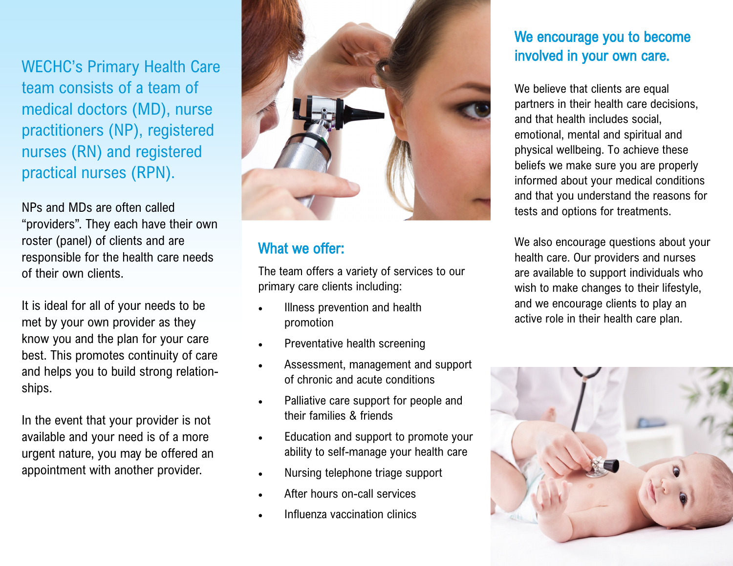WECHC's Primary Health Care team consists of a team of medical doctors (MD), nurse practitioners (NP), registered nurses (RN) and registered practical nurses (RPN).

NPs and MDs are often called "providers". They each have their own roster (panel) of clients and are responsible for the health care needs of their own clients.

It is ideal for all of your needs to be met by your own provider as they know you and the plan for your care best. This promotes continuity of care and helps you to build strong relationships.

In the event that your provider is not available and your need is of a more urgent nature, you may be offered an appointment with another provider.

## What we offer:

The team offers a variety of services to our primary care clients including:

- Illness prevention and health promotion
- Preventative health screening
- Assessment, management and support of chronic and acute conditions
- Palliative care support for people and their families & friends
- Education and support to promote your ability to self-manage your health care
- Nursing telephone triage support
- After hours on-call services
- Influenza vaccination clinics

## We encourage you to become involved in your own care.

We believe that clients are equal partners in their health care decisions, and that health includes social, emotional, mental and spiritual and physical wellbeing. To achieve these beliefs we make sure you are properly informed about your medical conditions and that you understand the reasons for tests and options for treatments.

We also encourage questions about your health care. Our providers and nurses are available to support individuals who wish to make changes to their lifestyle, and we encourage clients to play an active role in their health care plan.